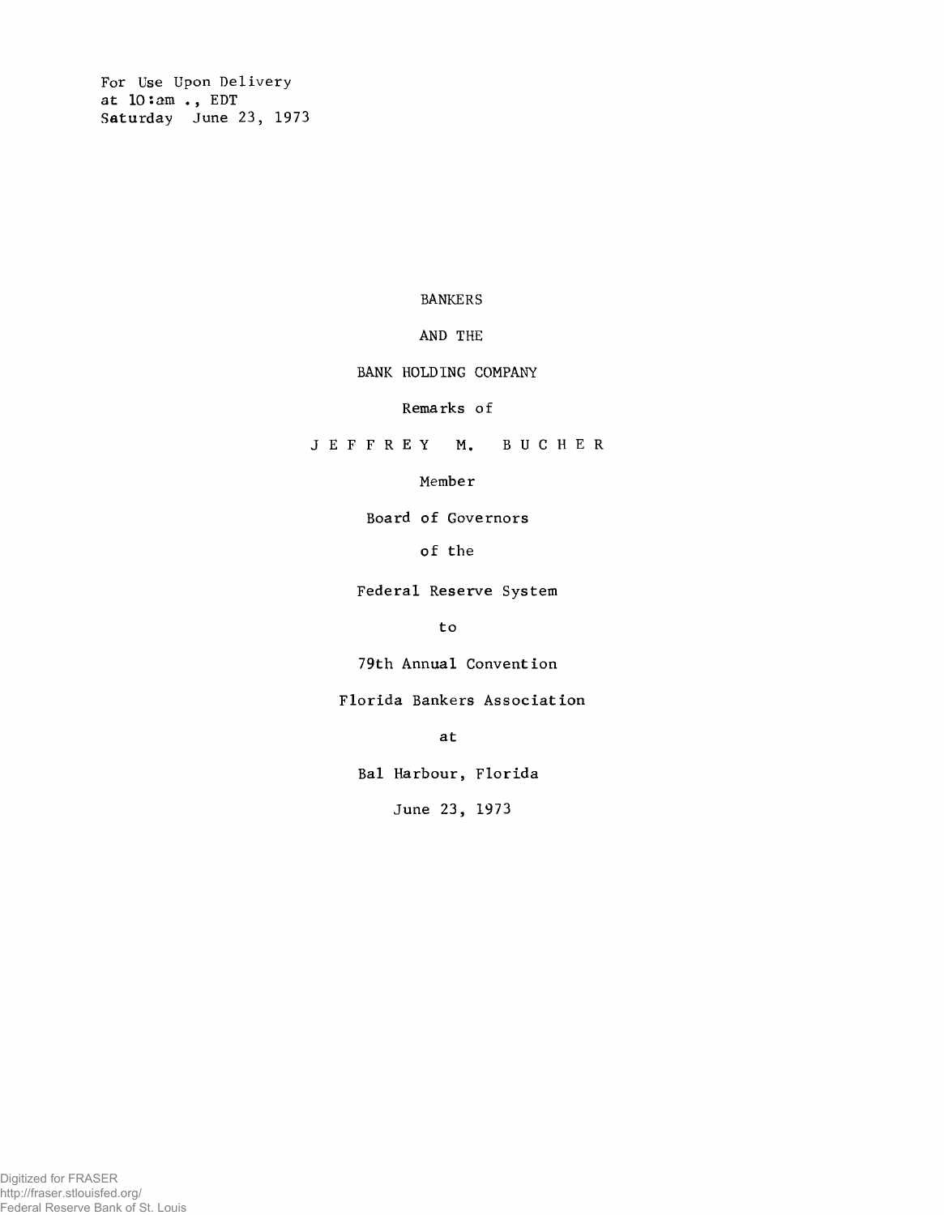For Use Upon Delivery
at 10:am ., EDT
Saturday June 23, 1973

# BANKERS

# AND THE

# BANK HOLDING COMPANY

Remarks of

J E F F R E Y M. B U C H E R

Member

Board of Governors

of the

Federal Reserve System

to

79th Annual Convention

Florida Bankers Association

at

Bal Harbour, Florida

June 23, 1973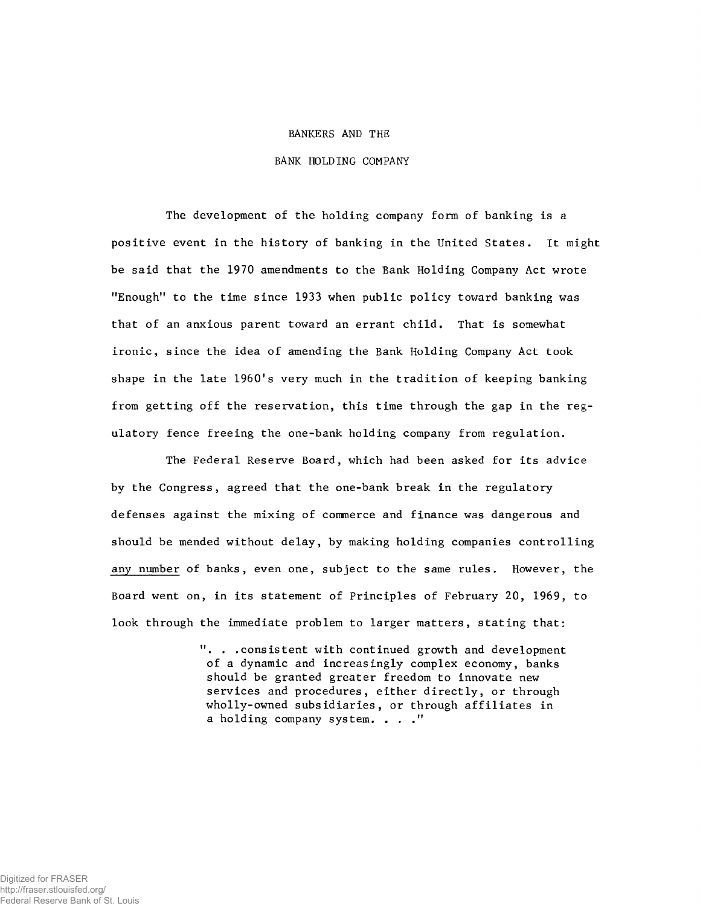# BANKERS AND THE

# BANK HOLDING COMPANY

The development of the holding company form of banking is a positive event in the history of banking in the United States. It might be said that the 1970 amendments to the Bank Holding Company Act wrote "Enough" to the time since 1933 when public policy toward banking was that of an anxious parent toward an errant child. That is somewhat ironic, since the idea of amending the Bank Holding Company Act took shape in the late 1960's very much in the tradition of keeping banking from getting off the reservation, this time through the gap in the regulatory fence freeing the one-bank holding company from regulation.

The Federal Reserve Board, which had been asked for its advice by the Congress, agreed that the one-bank break in the regulatory defenses against the mixing of commerce and finance was dangerous and should be mended without delay, by making holding companies controlling <u>any number</u> of banks, even one, subject to the same rules. However, the Board went on, in its statement of Principles of February 20, 1969, to look through the immediate problem to larger matters, stating that:

> ". . .consistent with continued growth and development of a dynamic and increasingly complex economy, banks should be granted greater freedom to innovate new services and procedures, either directly, or through wholly-owned subsidiaries, or through affiliates in a holding company system. . . ."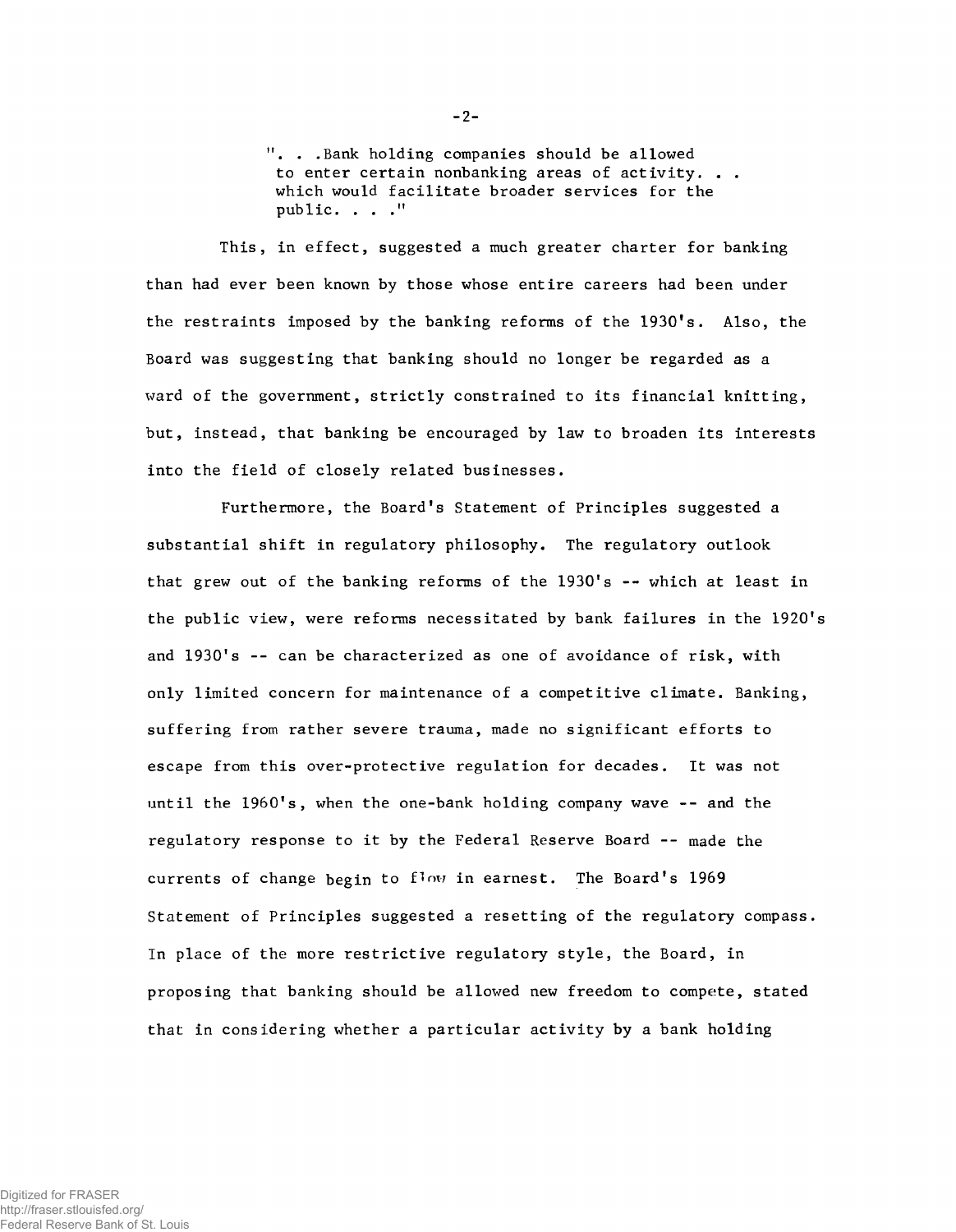> ". . .Bank holding companies should be allowed to enter certain nonbanking areas of activity. . . which would facilitate broader services for the public. . . ."

This, in effect, suggested a much greater charter for banking than had ever been known by those whose entire careers had been under the restraints imposed by the banking reforms of the 1930's. Also, the Board was suggesting that banking should no longer be regarded as a ward of the government, strictly constrained to its financial knitting, but, instead, that banking be encouraged by law to broaden its interests into the field of closely related businesses.

Furthermore, the Board's Statement of Principles suggested a substantial shift in regulatory philosophy. The regulatory outlook that grew out of the banking reforms of the 1930's -- which at least in the public view, were reforms necessitated by bank failures in the 1920's and 1930's -- can be characterized as one of avoidance of risk, with only limited concern for maintenance of a competitive climate. Banking, suffering from rather severe trauma, made no significant efforts to escape from this over-protective regulation for decades. It was not until the 1960's, when the one-bank holding company wave -- and the regulatory response to it by the Federal Reserve Board -- made the currents of change begin to flow in earnest. The Board's 1969 Statement of Principles suggested a resetting of the regulatory compass. In place of the more restrictive regulatory style, the Board, in proposing that banking should be allowed new freedom to compete, stated that in considering whether a particular activity by a bank holding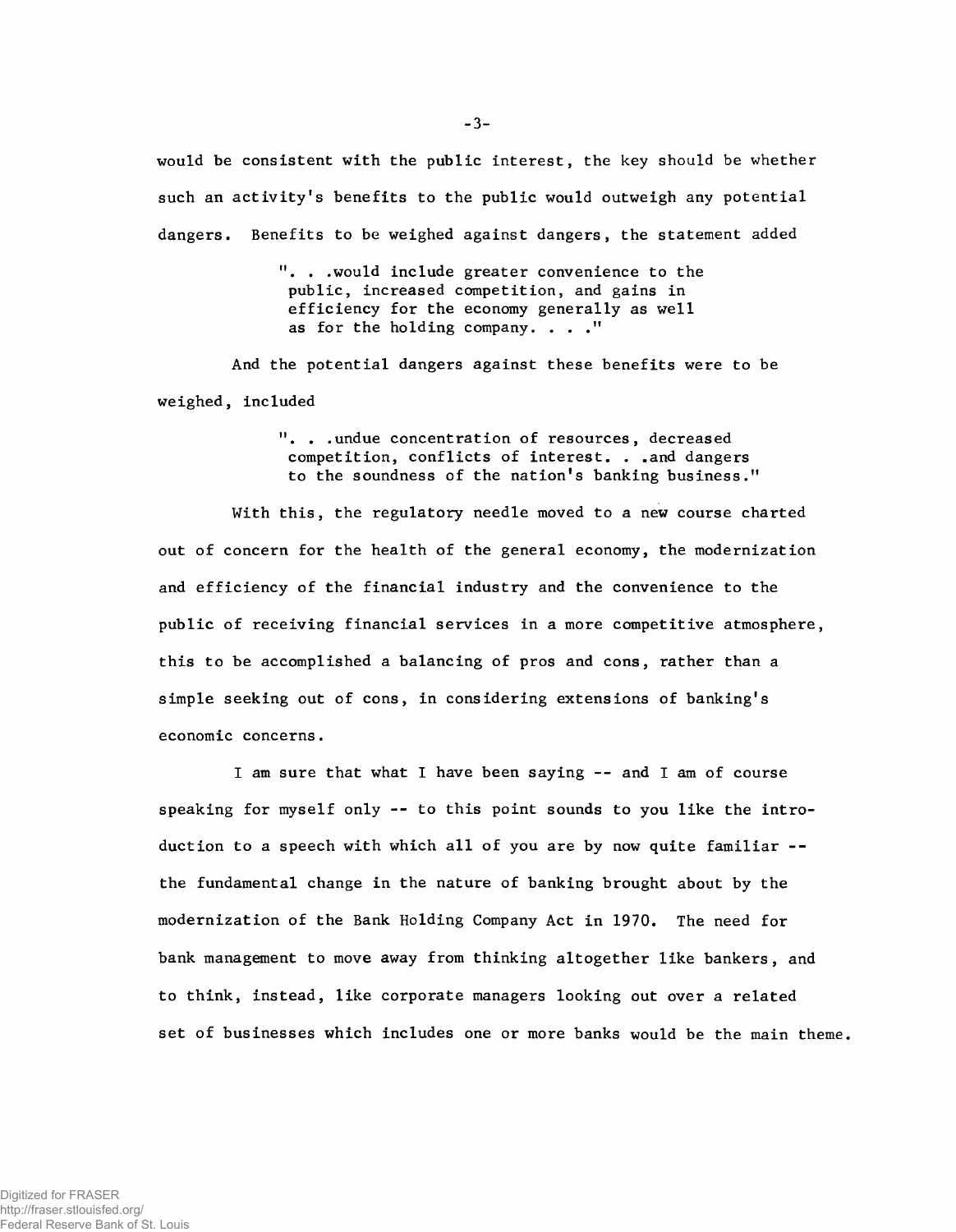would be consistent with the public interest, the key should be whether such an activity's benefits to the public would outweigh any potential dangers. Benefits to be weighed against dangers, the statement added

> ". . .would include greater convenience to the public, increased competition, and gains in efficiency for the economy generally as well as for the holding company. . . ."

And the potential dangers against these benefits were to be weighed, included

> ". . .undue concentration of resources, decreased competition, conflicts of interest. . .and dangers to the soundness of the nation's banking business."

With this, the regulatory needle moved to a new course charted out of concern for the health of the general economy, the modernization and efficiency of the financial industry and the convenience to the public of receiving financial services in a more competitive atmosphere, this to be accomplished a balancing of pros and cons, rather than a simple seeking out of cons, in considering extensions of banking's economic concerns.

I am sure that what I have been saying -- and I am of course speaking for myself only -- to this point sounds to you like the introduction to a speech with which all of you are by now quite familiar -- the fundamental change in the nature of banking brought about by the modernization of the Bank Holding Company Act in 1970. The need for bank management to move away from thinking altogether like bankers, and to think, instead, like corporate managers looking out over a related set of businesses which includes one or more banks would be the main theme.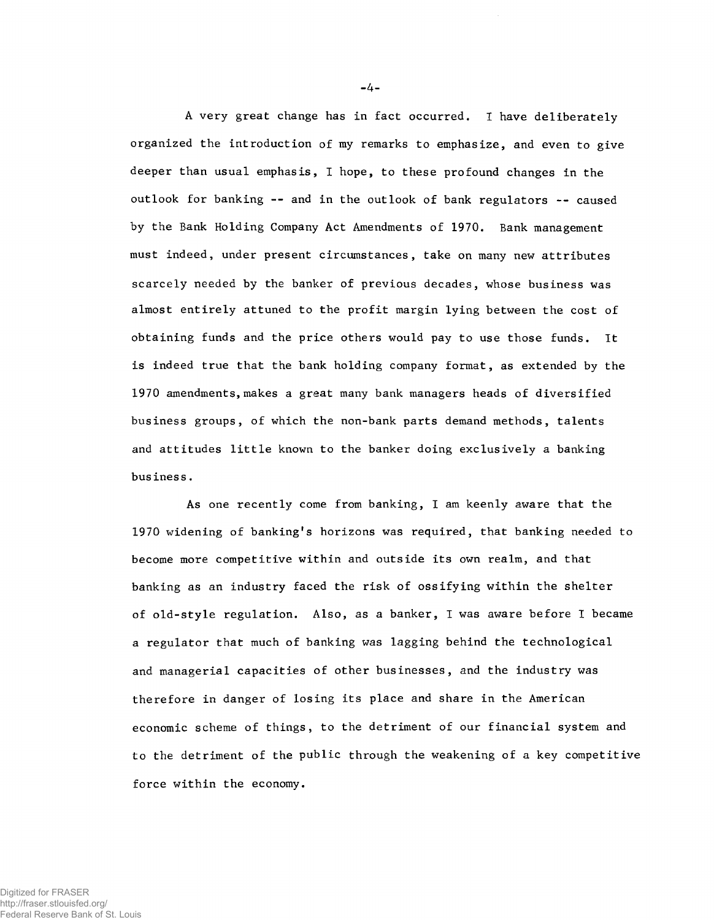A very great change has in fact occurred. I have deliberately organized the introduction of my remarks to emphasize, and even to give deeper than usual emphasis, I hope, to these profound changes in the outlook for banking -- and in the outlook of bank regulators -- caused by the Bank Holding Company Act Amendments of 1970. Bank management must indeed, under present circumstances, take on many new attributes scarcely needed by the banker of previous decades, whose business was almost entirely attuned to the profit margin lying between the cost of obtaining funds and the price others would pay to use those funds. It is indeed true that the bank holding company format, as extended by the 1970 amendments, makes a great many bank managers heads of diversified business groups, of which the non-bank parts demand methods, talents and attitudes little known to the banker doing exclusively a banking business.

As one recently come from banking, I am keenly aware that the 1970 widening of banking's horizons was required, that banking needed to become more competitive within and outside its own realm, and that banking as an industry faced the risk of ossifying within the shelter of old-style regulation. Also, as a banker, I was aware before I became a regulator that much of banking was lagging behind the technological and managerial capacities of other businesses, and the industry was therefore in danger of losing its place and share in the American economic scheme of things, to the detriment of our financial system and to the detriment of the public through the weakening of a key competitive force within the economy.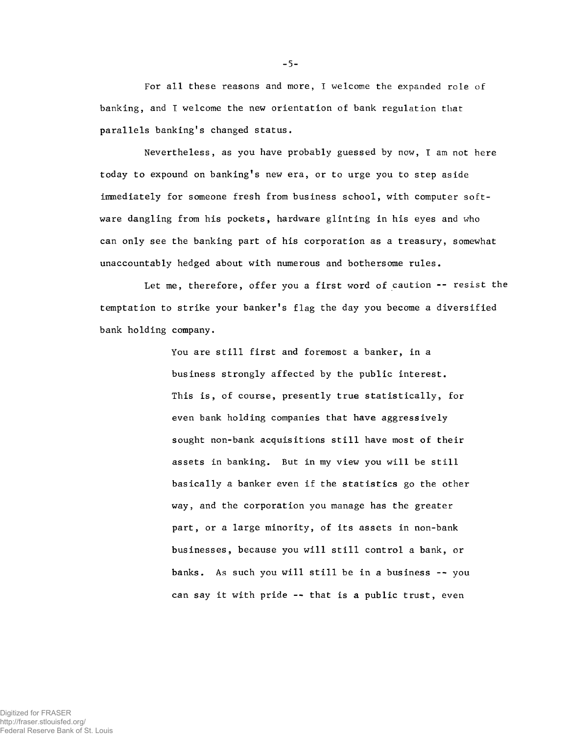For all these reasons and more, I welcome the expanded role of banking, and I welcome the new orientation of bank regulation that parallels banking's changed status.

Nevertheless, as you have probably guessed by now, I am not here today to expound on banking's new era, or to urge you to step aside immediately for someone fresh from business school, with computer software dangling from his pockets, hardware glinting in his eyes and who can only see the banking part of his corporation as a treasury, somewhat unaccountably hedged about with numerous and bothersome rules.

Let me, therefore, offer you a first word of caution -- resist the temptation to strike your banker's flag the day you become a diversified bank holding company.

> You are still first and foremost a banker, in a business strongly affected by the public interest. This is, of course, presently true statistically, for even bank holding companies that have aggressively sought non-bank acquisitions still have most of their assets in banking. But in my view you will be still basically a banker even if the statistics go the other way, and the corporation you manage has the greater part, or a large minority, of its assets in non-bank businesses, because you will still control a bank, or banks. As such you will still be in a business -- you can say it with pride -- that is a public trust, even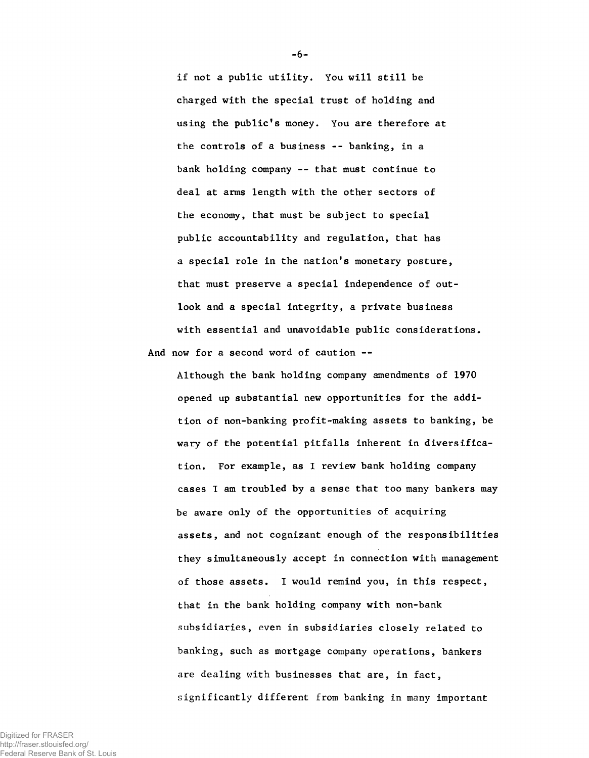if not a public utility. You will still be charged with the special trust of holding and using the public's money. You are therefore at the controls of a business -- banking, in a bank holding company -- that must continue to deal at arms length with the other sectors of the economy, that must be subject to special public accountability and regulation, that has a special role in the nation's monetary posture, that must preserve a special independence of outlook and a special integrity, a private business with essential and unavoidable public considerations.

And now for a second word of caution --

Although the bank holding company amendments of 1970 opened up substantial new opportunities for the addition of non-banking profit-making assets to banking, be wary of the potential pitfalls inherent in diversification. For example, as I review bank holding company cases I am troubled by a sense that too many bankers may be aware only of the opportunities of acquiring assets, and not cognizant enough of the responsibilities they simultaneously accept in connection with management of those assets. I would remind you, in this respect, that in the bank holding company with non-bank subsidiaries, even in subsidiaries closely related to banking, such as mortgage company operations, bankers are dealing with businesses that are, in fact, significantly different from banking in many important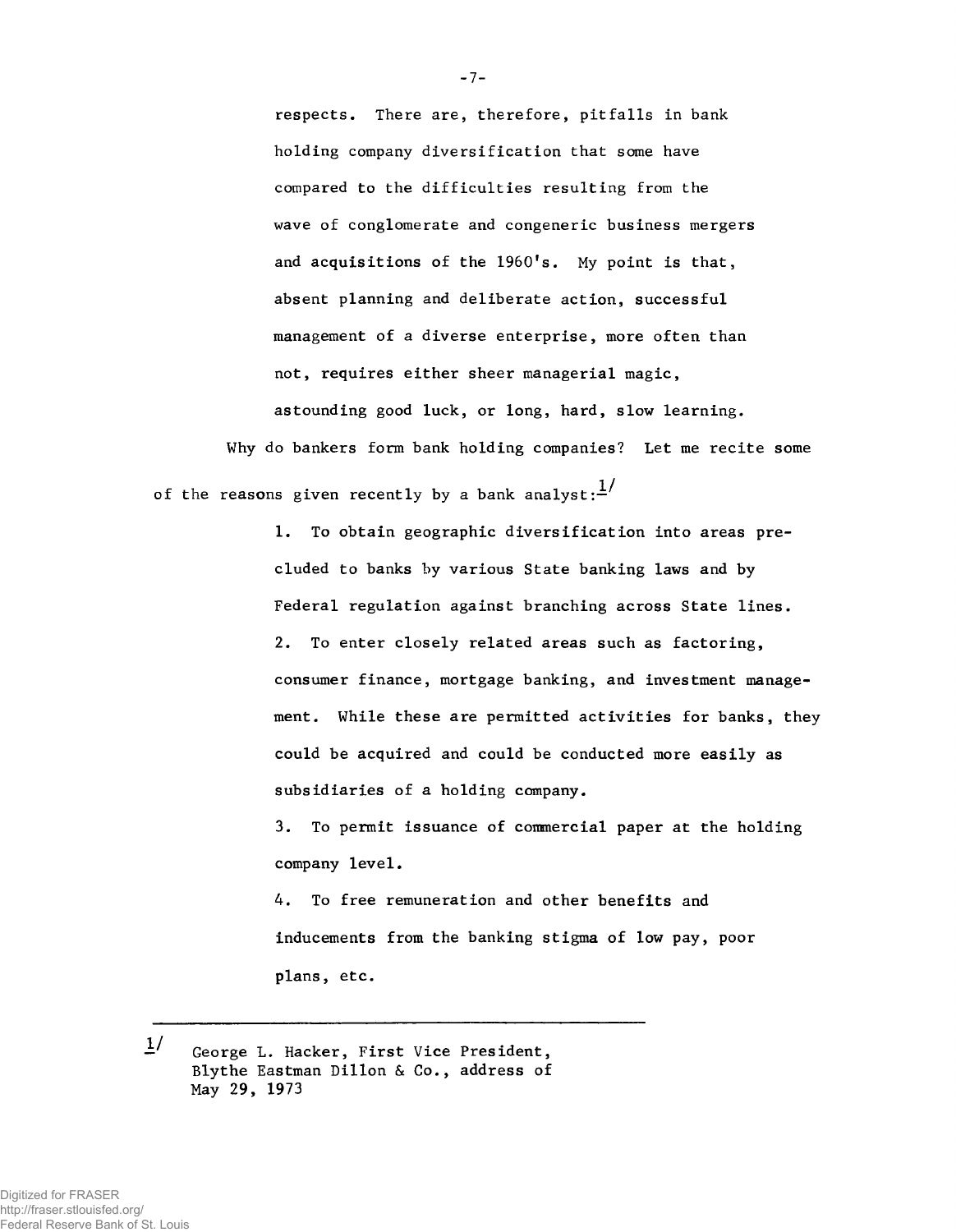respects. There are, therefore, pitfalls in bank holding company diversification that some have compared to the difficulties resulting from the wave of conglomerate and congeneric business mergers and acquisitions of the 1960's. My point is that, absent planning and deliberate action, successful management of a diverse enterprise, more often than not, requires either sheer managerial magic, astounding good luck, or long, hard, slow learning.

Why do bankers form bank holding companies? Let me recite some of the reasons given recently by a bank analyst:[1]

1. To obtain geographic diversification into areas precluded to banks by various State banking laws and by Federal regulation against branching across State lines.
2. To enter closely related areas such as factoring, consumer finance, mortgage banking, and investment management. While these are permitted activities for banks, they could be acquired and could be conducted more easily as subsidiaries of a holding company.
3. To permit issuance of commercial paper at the holding company level.
4. To free remuneration and other benefits and inducements from the banking stigma of low pay, poor plans, etc.

---

[1] George L. Hacker, First Vice President, Blythe Eastman Dillon & Co., address of May 29, 1973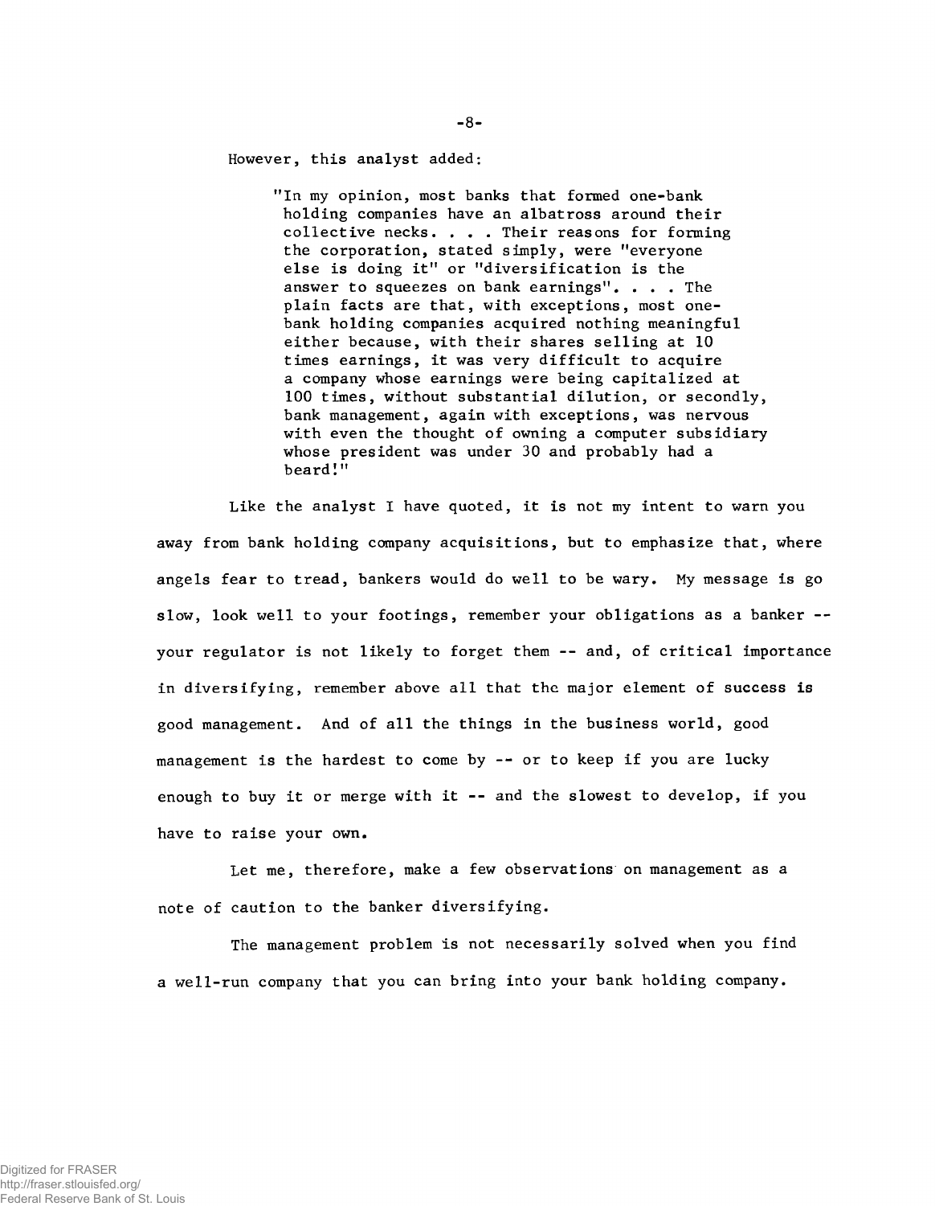However, this analyst added:

> "In my opinion, most banks that formed one-bank holding companies have an albatross around their collective necks. . . . Their reasons for forming the corporation, stated simply, were "everyone else is doing it" or "diversification is the answer to squeezes on bank earnings". . . . The plain facts are that, with exceptions, most one-bank holding companies acquired nothing meaningful either because, with their shares selling at 10 times earnings, it was very difficult to acquire a company whose earnings were being capitalized at 100 times, without substantial dilution, or secondly, bank management, again with exceptions, was nervous with even the thought of owning a computer subsidiary whose president was under 30 and probably had a beard!"

Like the analyst I have quoted, it is not my intent to warn you away from bank holding company acquisitions, but to emphasize that, where angels fear to tread, bankers would do well to be wary. My message is go slow, look well to your footings, remember your obligations as a banker -- your regulator is not likely to forget them -- and, of critical importance in diversifying, remember above all that the major element of success is good management. And of all the things in the business world, good management is the hardest to come by -- or to keep if you are lucky enough to buy it or merge with it -- and the slowest to develop, if you have to raise your own.

Let me, therefore, make a few observations on management as a note of caution to the banker diversifying.

The management problem is not necessarily solved when you find a well-run company that you can bring into your bank holding company.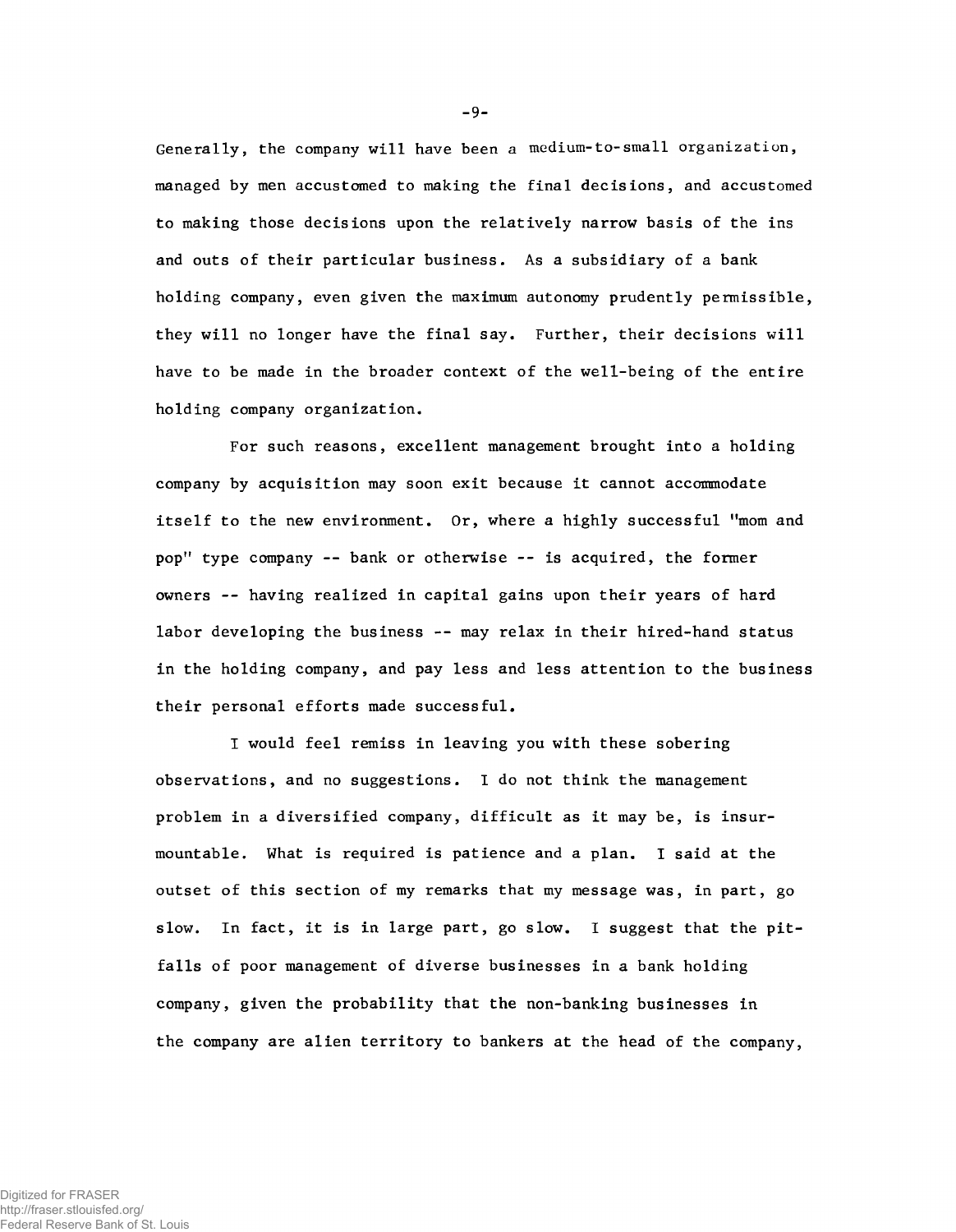Generally, the company will have been a medium-to-small organization, managed by men accustomed to making the final decisions, and accustomed to making those decisions upon the relatively narrow basis of the ins and outs of their particular business. As a subsidiary of a bank holding company, even given the maximum autonomy prudently permissible, they will no longer have the final say. Further, their decisions will have to be made in the broader context of the well-being of the entire holding company organization.

For such reasons, excellent management brought into a holding company by acquisition may soon exit because it cannot accommodate itself to the new environment. Or, where a highly successful "mom and pop" type company -- bank or otherwise -- is acquired, the former owners -- having realized in capital gains upon their years of hard labor developing the business -- may relax in their hired-hand status in the holding company, and pay less and less attention to the business their personal efforts made successful.

I would feel remiss in leaving you with these sobering observations, and no suggestions. I do not think the management problem in a diversified company, difficult as it may be, is insurmountable. What is required is patience and a plan. I said at the outset of this section of my remarks that my message was, in part, go slow. In fact, it is in large part, go slow. I suggest that the pitfalls of poor management of diverse businesses in a bank holding company, given the probability that the non-banking businesses in the company are alien territory to bankers at the head of the company,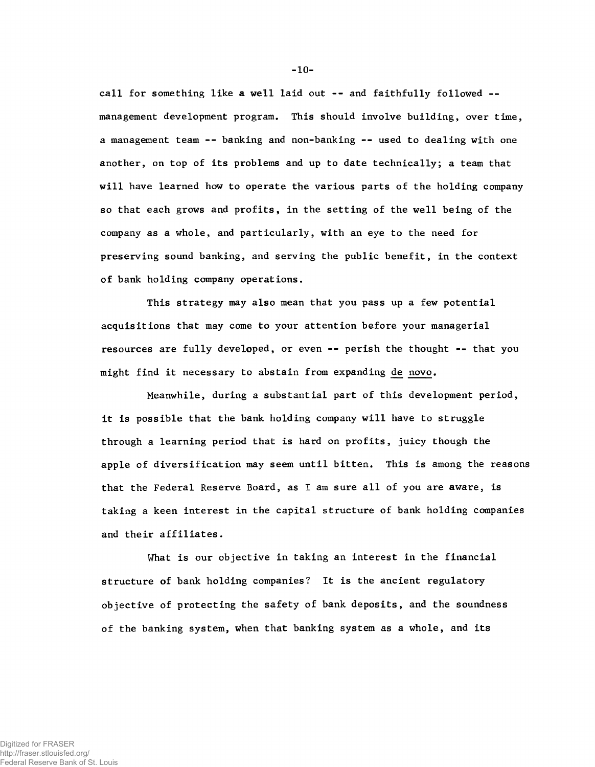call for something like a well laid out -- and faithfully followed -- management development program. This should involve building, over time, a management team -- banking and non-banking -- used to dealing with one another, on top of its problems and up to date technically; a team that will have learned how to operate the various parts of the holding company so that each grows and profits, in the setting of the well being of the company as a whole, and particularly, with an eye to the need for preserving sound banking, and serving the public benefit, in the context of bank holding company operations.

This strategy may also mean that you pass up a few potential acquisitions that may come to your attention before your managerial resources are fully developed, or even -- perish the thought -- that you might find it necessary to abstain from expanding de novo.

Meanwhile, during a substantial part of this development period, it is possible that the bank holding company will have to struggle through a learning period that is hard on profits, juicy though the apple of diversification may seem until bitten. This is among the reasons that the Federal Reserve Board, as I am sure all of you are aware, is taking a keen interest in the capital structure of bank holding companies and their affiliates.

What is our objective in taking an interest in the financial structure of bank holding companies? It is the ancient regulatory objective of protecting the safety of bank deposits, and the soundness of the banking system, when that banking system as a whole, and its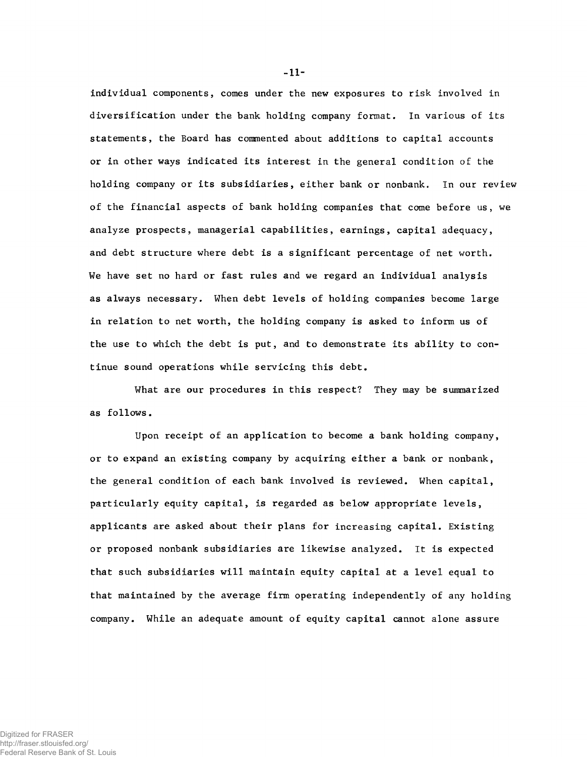individual components, comes under the new exposures to risk involved in diversification under the bank holding company format. In various of its statements, the Board has commented about additions to capital accounts or in other ways indicated its interest in the general condition of the holding company or its subsidiaries, either bank or nonbank. In our review of the financial aspects of bank holding companies that come before us, we analyze prospects, managerial capabilities, earnings, capital adequacy, and debt structure where debt is a significant percentage of net worth. We have set no hard or fast rules and we regard an individual analysis as always necessary. When debt levels of holding companies become large in relation to net worth, the holding company is asked to inform us of the use to which the debt is put, and to demonstrate its ability to continue sound operations while servicing this debt.

What are our procedures in this respect? They may be summarized as follows.

Upon receipt of an application to become a bank holding company, or to expand an existing company by acquiring either a bank or nonbank, the general condition of each bank involved is reviewed. When capital, particularly equity capital, is regarded as below appropriate levels, applicants are asked about their plans for increasing capital. Existing or proposed nonbank subsidiaries are likewise analyzed. It is expected that such subsidiaries will maintain equity capital at a level equal to that maintained by the average firm operating independently of any holding company. While an adequate amount of equity capital cannot alone assure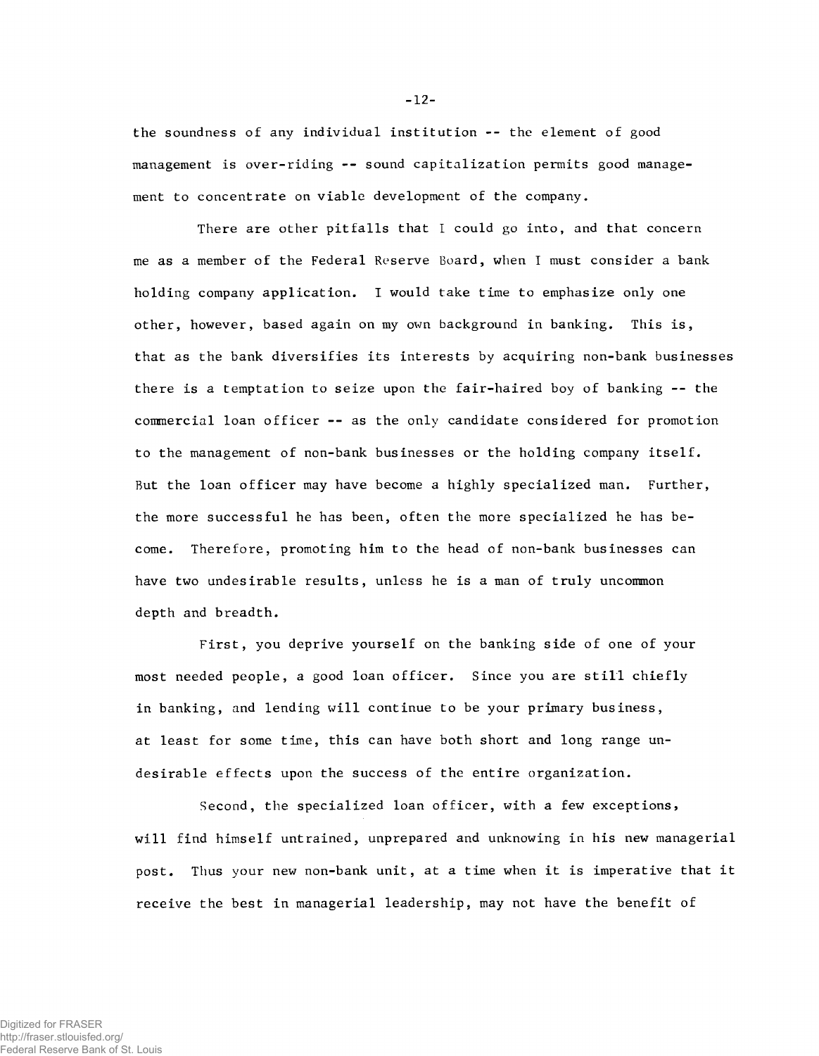the soundness of any individual institution -- the element of good management is over-riding -- sound capitalization permits good management to concentrate on viable development of the company.

There are other pitfalls that I could go into, and that concern me as a member of the Federal Reserve Board, when I must consider a bank holding company application. I would take time to emphasize only one other, however, based again on my own background in banking. This is, that as the bank diversifies its interests by acquiring non-bank businesses there is a temptation to seize upon the fair-haired boy of banking -- the commercial loan officer -- as the only candidate considered for promotion to the management of non-bank businesses or the holding company itself. But the loan officer may have become a highly specialized man. Further, the more successful he has been, often the more specialized he has become. Therefore, promoting him to the head of non-bank businesses can have two undesirable results, unless he is a man of truly uncommon depth and breadth.

First, you deprive yourself on the banking side of one of your most needed people, a good loan officer. Since you are still chiefly in banking, and lending will continue to be your primary business, at least for some time, this can have both short and long range undesirable effects upon the success of the entire organization.

Second, the specialized loan officer, with a few exceptions, will find himself untrained, unprepared and unknowing in his new managerial post. Thus your new non-bank unit, at a time when it is imperative that it receive the best in managerial leadership, may not have the benefit of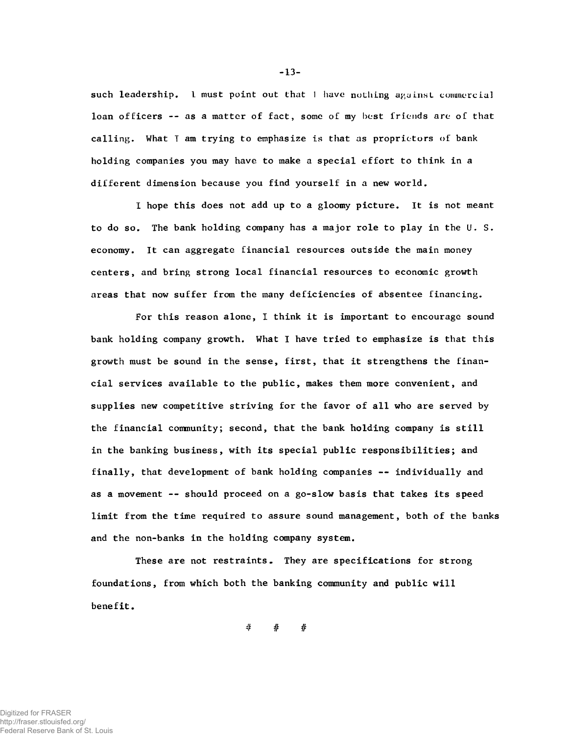such leadership. I must point out that I have nothing against commercial loan officers -- as a matter of fact, some of my best friends are of that calling. What I am trying to emphasize is that as proprietors of bank holding companies you may have to make a special effort to think in a different dimension because you find yourself in a new world.

I hope this does not add up to a gloomy picture. It is not meant to do so. The bank holding company has a major role to play in the U. S. economy. It can aggregate financial resources outside the main money centers, and bring strong local financial resources to economic growth areas that now suffer from the many deficiencies of absentee financing.

For this reason alone, I think it is important to encourage sound bank holding company growth. What I have tried to emphasize is that this growth must be sound in the sense, first, that it strengthens the financial services available to the public, makes them more convenient, and supplies new competitive striving for the favor of all who are served by the financial community; second, that the bank holding company is still in the banking business, with its special public responsibilities; and finally, that development of bank holding companies -- individually and as a movement -- should proceed on a go-slow basis that takes its speed limit from the time required to assure sound management, both of the banks and the non-banks in the holding company system.

These are not restraints. They are specifications for strong foundations, from which both the banking community and public will benefit.

# # #